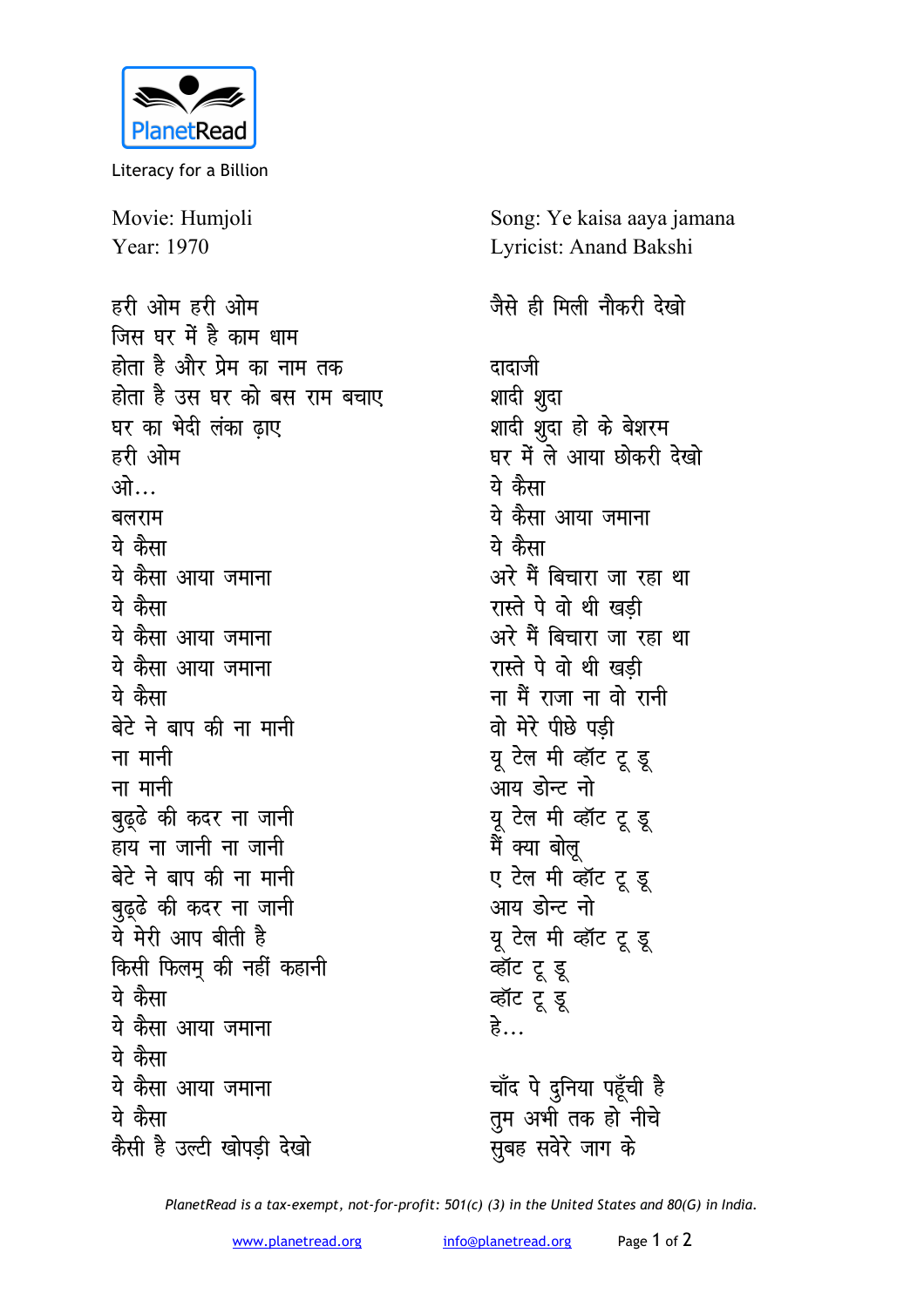PlanetRead

Literacy for a Billion

Movie: Humjoli
Year: 1970

Song: Ye kaisa aaya jamana
Lyricist: Anand Bakshi

हरी ओम हरी ओम
जिस घर में है काम धाम
होता है और प्रेम का नाम तक
होता है उस घर को बस राम बचाए
घर का भेदी लंका ढ़ाए
हरी ओम
ओ...
बलराम
ये कैसा
ये कैसा आया जमाना
ये कैसा
ये कैसा आया जमाना
ये कैसा आया जमाना
ये कैसा
बेटे ने बाप की ना मानी
ना मानी
ना मानी
बुढ्ढे की कदर ना जानी
हाय ना जानी ना जानी
बेटे ने बाप की ना मानी
बुढ्ढे की कदर ना जानी
ये मेरी आप बीती है
किसी फिलम् की नहीं कहानी
ये कैसा
ये कैसा आया जमाना
ये कैसा
ये कैसा आया जमाना
ये कैसा
कैसी है उल्टी खोपड़ी देखो

जैसे ही मिली नौकरी देखो

दादाजी
शादी शुदा
शादी शुदा हो के बेशरम
घर में ले आया छोकरी देखो
ये कैसा
ये कैसा आया जमाना
ये कैसा
अरे मैं बिचारा जा रहा था
रास्ते पे वो थी खड़ी
अरे मैं बिचारा जा रहा था
रास्ते पे वो थी खड़ी
ना मैं राजा ना वो रानी
वो मेरे पीछे पड़ी
यू टेल मी व्हॉट टू डू
आय डोन्ट नो
यू टेल मी व्हॉट टू डू
मैं क्या बोलू
ए टेल मी व्हॉट टू डू
आय डोन्ट नो
यू टेल मी व्हॉट टू डू
व्हॉट टू डू
व्हॉट टू डू
हे...

चाँद पे दुनिया पहूँची है
तुम अभी तक हो नीचे
सुबह सवेरे जाग के

*PlanetRead is a tax-exempt, not-for-profit: 501(c) (3) in the United States and 80(G) in India.*

www.planetread.org info@planetread.org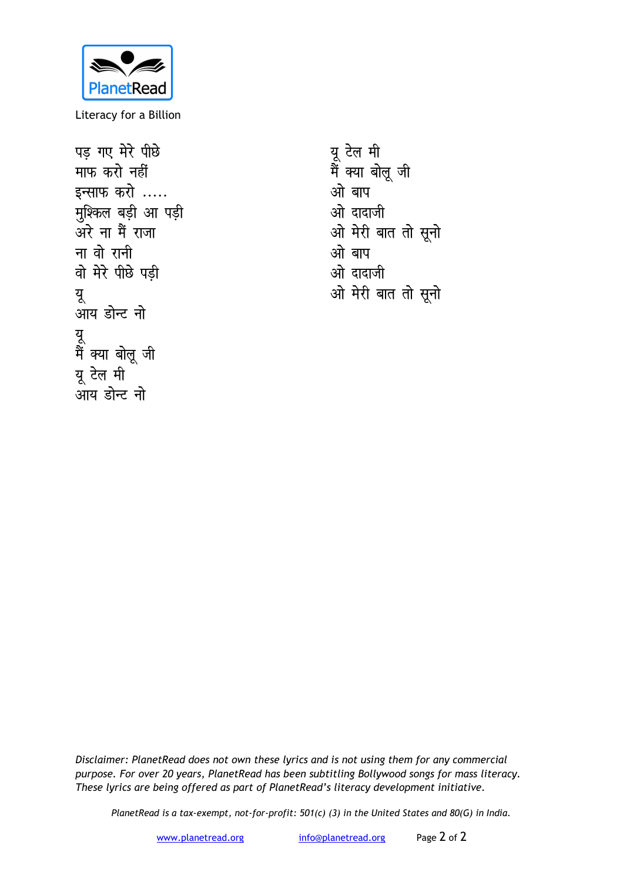पड़ गए मेरे पीछे
माफ करो नहीं
इन्साफ करो .....
मुश्किल बड़ी आ पड़ी
अरे ना मैं राजा
ना वो रानी
वो मेरे पीछे पड़ी
यू
आय डोन्ट नो
यू
मैं क्या बोलू जी
यू टेल मी
आय डोन्ट नो

यू टेल मी
मैं क्या बोलू जी
ओ बाप
ओ दादाजी
ओ मेरी बात तो सूनो
ओ बाप
ओ दादाजी
ओ मेरी बात तो सूनो

*Disclaimer: PlanetRead does not own these lyrics and is not using them for any commercial purpose. For over 20 years, PlanetRead has been subtitling Bollywood songs for mass literacy. These lyrics are being offered as part of PlanetRead's literacy development initiative.*

*PlanetRead is a tax-exempt, not-for-profit: 501(c) (3) in the United States and 80(G) in India.*

www.planetread.org info@planetread.org